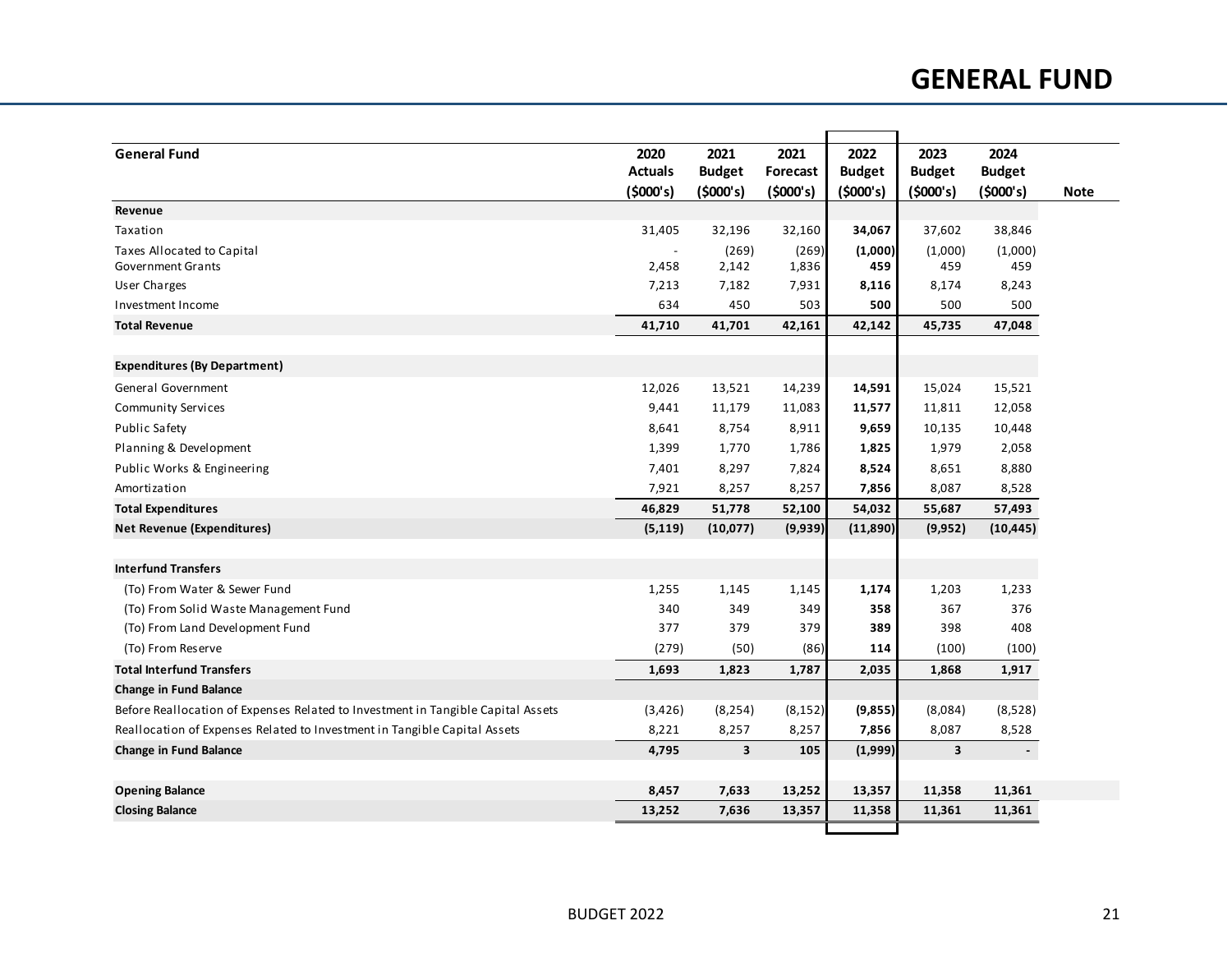# GENERAL FUND

| General Fund | 2020 Actuals ($000's) | 2021 Budget ($000's) | 2021 Forecast ($000's) | 2022 Budget ($000's) | 2023 Budget ($000's) | 2024 Budget ($000's) | Note |
|---|---|---|---|---|---|---|---|
| **Revenue** | | | | | | | |
| Taxation | 31,405 | 32,196 | 32,160 | **34,067** | 37,602 | 38,846 | |
| Taxes Allocated to Capital | - | (269) | (269) | **(1,000)** | (1,000) | (1,000) | |
| Government Grants | 2,458 | 2,142 | 1,836 | **459** | 459 | 459 | |
| User Charges | 7,213 | 7,182 | 7,931 | **8,116** | 8,174 | 8,243 | |
| Investment Income | 634 | 450 | 503 | **500** | 500 | 500 | |
| **Total Revenue** | **41,710** | **41,701** | **42,161** | **42,142** | **45,735** | **47,048** | |
| | | | | | | | |
| **Expenditures (By Department)** | | | | | | | |
| General Government | 12,026 | 13,521 | 14,239 | **14,591** | 15,024 | 15,521 | |
| Community Services | 9,441 | 11,179 | 11,083 | **11,577** | 11,811 | 12,058 | |
| Public Safety | 8,641 | 8,754 | 8,911 | **9,659** | 10,135 | 10,448 | |
| Planning & Development | 1,399 | 1,770 | 1,786 | **1,825** | 1,979 | 2,058 | |
| Public Works & Engineering | 7,401 | 8,297 | 7,824 | **8,524** | 8,651 | 8,880 | |
| Amortization | 7,921 | 8,257 | 8,257 | **7,856** | 8,087 | 8,528 | |
| **Total Expenditures** | **46,829** | **51,778** | **52,100** | **54,032** | **55,687** | **57,493** | |
| **Net Revenue (Expenditures)** | **(5,119)** | **(10,077)** | **(9,939)** | **(11,890)** | **(9,952)** | **(10,445)** | |
| | | | | | | | |
| **Interfund Transfers** | | | | | | | |
| (To) From Water & Sewer Fund | 1,255 | 1,145 | 1,145 | **1,174** | 1,203 | 1,233 | |
| (To) From Solid Waste Management Fund | 340 | 349 | 349 | **358** | 367 | 376 | |
| (To) From Land Development Fund | 377 | 379 | 379 | **389** | 398 | 408 | |
| (To) From Reserve | (279) | (50) | (86) | **114** | (100) | (100) | |
| **Total Interfund Transfers** | **1,693** | **1,823** | **1,787** | **2,035** | **1,868** | **1,917** | |
| **Change in Fund Balance** | | | | | | | |
| Before Reallocation of Expenses Related to Investment in Tangible Capital Assets | (3,426) | (8,254) | (8,152) | **(9,855)** | (8,084) | (8,528) | |
| Reallocation of Expenses Related to Investment in Tangible Capital Assets | 8,221 | 8,257 | 8,257 | **7,856** | 8,087 | 8,528 | |
| **Change in Fund Balance** | **4,795** | **3** | **105** | **(1,999)** | **3** | **-** | |
| | | | | | | | |
| **Opening Balance** | **8,457** | **7,633** | **13,252** | **13,357** | **11,358** | **11,361** | |
| **Closing Balance** | **13,252** | **7,636** | **13,357** | **11,358** | **11,361** | **11,361** | |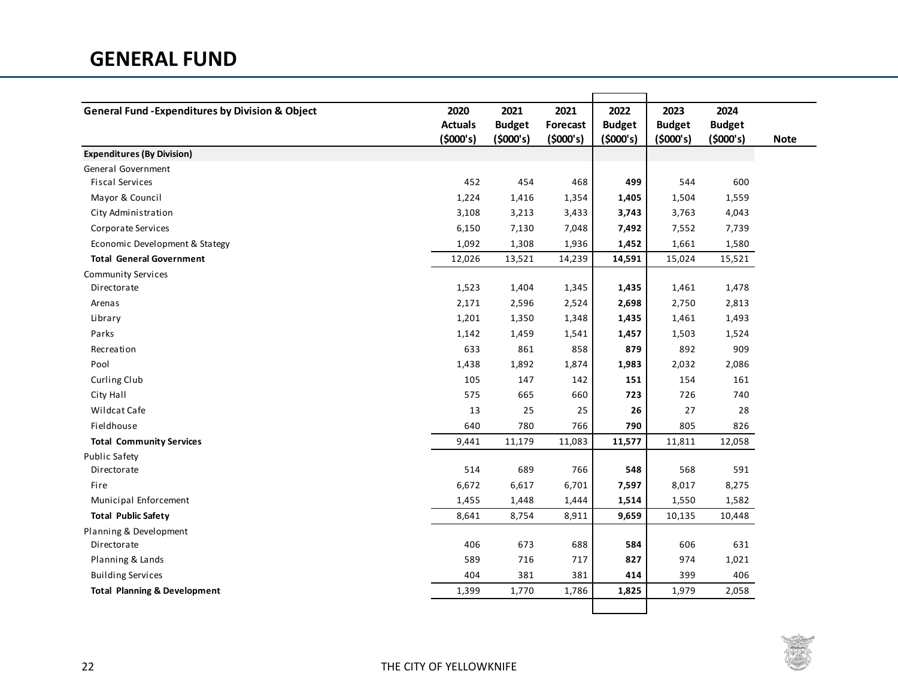# GENERAL FUND

| General Fund -Expenditures by Division & Object | 2020 Actuals ($000's) | 2021 Budget ($000's) | 2021 Forecast ($000's) | 2022 Budget ($000's) | 2023 Budget ($000's) | 2024 Budget ($000's) | Note |
|---|---|---|---|---|---|---|---|
| **Expenditures (By Division)** | | | | | | | |
| General Government | | | | | | | |
| Fiscal Services | 452 | 454 | 468 | **499** | 544 | 600 | |
| Mayor & Council | 1,224 | 1,416 | 1,354 | **1,405** | 1,504 | 1,559 | |
| City Administration | 3,108 | 3,213 | 3,433 | **3,743** | 3,763 | 4,043 | |
| Corporate Services | 6,150 | 7,130 | 7,048 | **7,492** | 7,552 | 7,739 | |
| Economic Development & Stategy | 1,092 | 1,308 | 1,936 | **1,452** | 1,661 | 1,580 | |
| **Total General Government** | 12,026 | 13,521 | 14,239 | **14,591** | 15,024 | 15,521 | |
| Community Services | | | | | | | |
| Directorate | 1,523 | 1,404 | 1,345 | **1,435** | 1,461 | 1,478 | |
| Arenas | 2,171 | 2,596 | 2,524 | **2,698** | 2,750 | 2,813 | |
| Library | 1,201 | 1,350 | 1,348 | **1,435** | 1,461 | 1,493 | |
| Parks | 1,142 | 1,459 | 1,541 | **1,457** | 1,503 | 1,524 | |
| Recreation | 633 | 861 | 858 | **879** | 892 | 909 | |
| Pool | 1,438 | 1,892 | 1,874 | **1,983** | 2,032 | 2,086 | |
| Curling Club | 105 | 147 | 142 | **151** | 154 | 161 | |
| City Hall | 575 | 665 | 660 | **723** | 726 | 740 | |
| Wildcat Cafe | 13 | 25 | 25 | **26** | 27 | 28 | |
| Fieldhouse | 640 | 780 | 766 | **790** | 805 | 826 | |
| **Total Community Services** | 9,441 | 11,179 | 11,083 | **11,577** | 11,811 | 12,058 | |
| Public Safety | | | | | | | |
| Directorate | 514 | 689 | 766 | **548** | 568 | 591 | |
| Fire | 6,672 | 6,617 | 6,701 | **7,597** | 8,017 | 8,275 | |
| Municipal Enforcement | 1,455 | 1,448 | 1,444 | **1,514** | 1,550 | 1,582 | |
| **Total Public Safety** | 8,641 | 8,754 | 8,911 | **9,659** | 10,135 | 10,448 | |
| Planning & Development | | | | | | | |
| Directorate | 406 | 673 | 688 | **584** | 606 | 631 | |
| Planning & Lands | 589 | 716 | 717 | **827** | 974 | 1,021 | |
| Building Services | 404 | 381 | 381 | **414** | 399 | 406 | |
| **Total Planning & Development** | 1,399 | 1,770 | 1,786 | **1,825** | 1,979 | 2,058 | |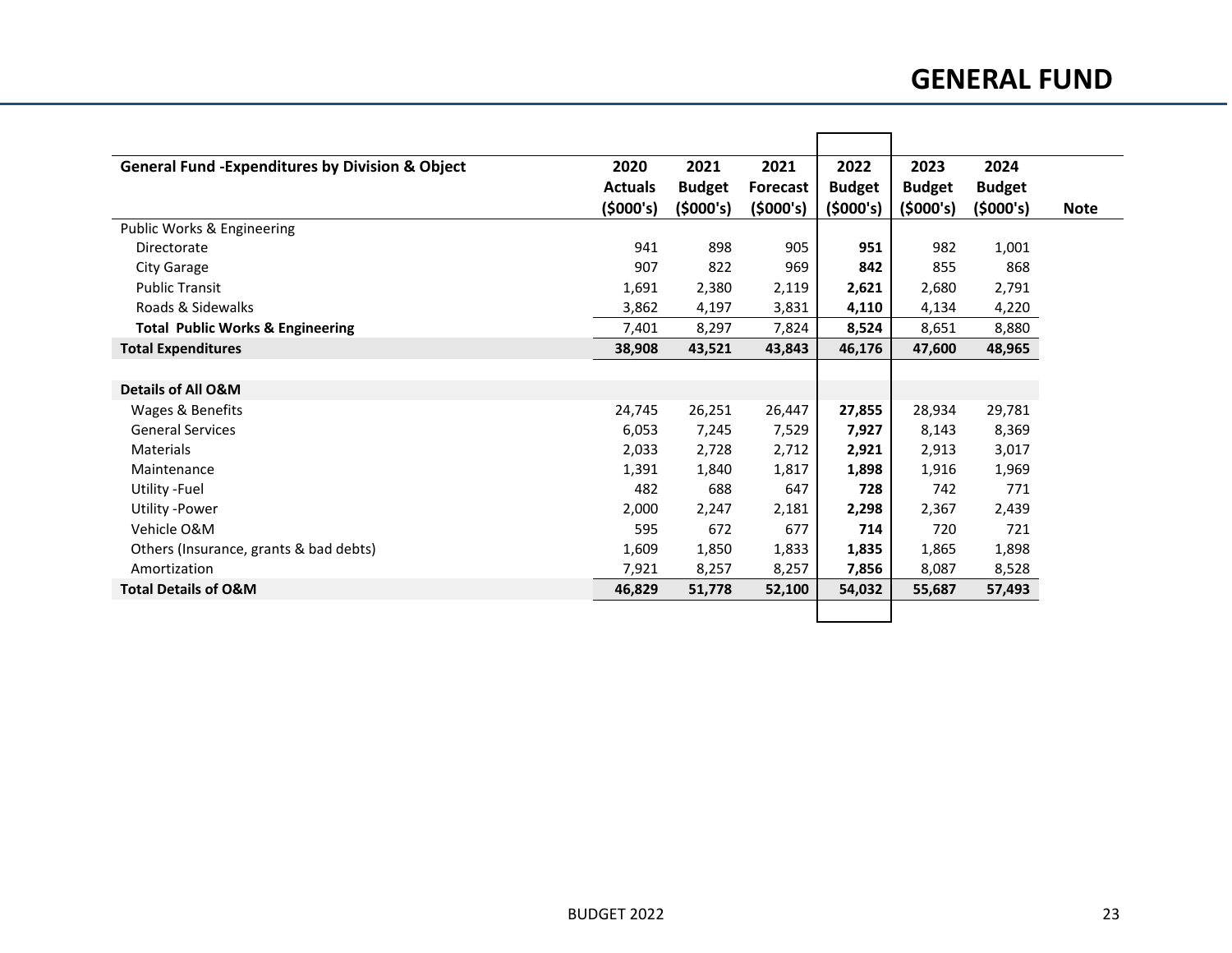# GENERAL FUND

| General Fund -Expenditures by Division & Object | 2020 Actuals ($000's) | 2021 Budget ($000's) | 2021 Forecast ($000's) | 2022 Budget ($000's) | 2023 Budget ($000's) | 2024 Budget ($000's) | Note |
|---|---|---|---|---|---|---|---|
| Public Works & Engineering | | | | | | | |
| Directorate | 941 | 898 | 905 | **951** | 982 | 1,001 | |
| City Garage | 907 | 822 | 969 | **842** | 855 | 868 | |
| Public Transit | 1,691 | 2,380 | 2,119 | **2,621** | 2,680 | 2,791 | |
| Roads & Sidewalks | 3,862 | 4,197 | 3,831 | **4,110** | 4,134 | 4,220 | |
| **Total Public Works & Engineering** | 7,401 | 8,297 | 7,824 | **8,524** | 8,651 | 8,880 | |
| **Total Expenditures** | **38,908** | **43,521** | **43,843** | **46,176** | **47,600** | **48,965** | |
| | | | | | | | |
| **Details of All O&M** | | | | | | | |
| Wages & Benefits | 24,745 | 26,251 | 26,447 | **27,855** | 28,934 | 29,781 | |
| General Services | 6,053 | 7,245 | 7,529 | **7,927** | 8,143 | 8,369 | |
| Materials | 2,033 | 2,728 | 2,712 | **2,921** | 2,913 | 3,017 | |
| Maintenance | 1,391 | 1,840 | 1,817 | **1,898** | 1,916 | 1,969 | |
| Utility -Fuel | 482 | 688 | 647 | **728** | 742 | 771 | |
| Utility -Power | 2,000 | 2,247 | 2,181 | **2,298** | 2,367 | 2,439 | |
| Vehicle O&M | 595 | 672 | 677 | **714** | 720 | 721 | |
| Others (Insurance, grants & bad debts) | 1,609 | 1,850 | 1,833 | **1,835** | 1,865 | 1,898 | |
| Amortization | 7,921 | 8,257 | 8,257 | **7,856** | 8,087 | 8,528 | |
| **Total Details of O&M** | **46,829** | **51,778** | **52,100** | **54,032** | **55,687** | **57,493** | |

BUDGET 2022